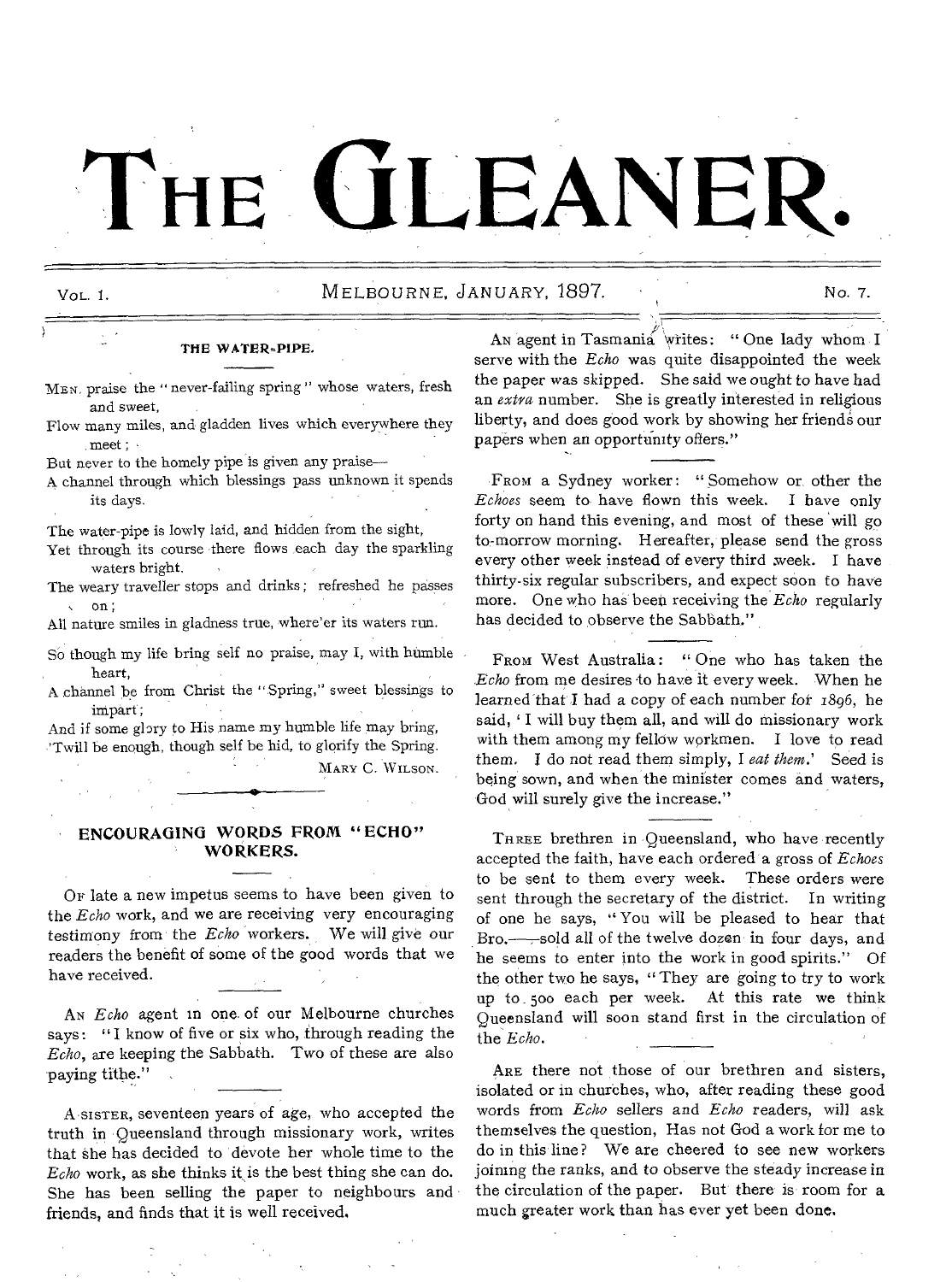# THE GLEANER.

VOL. 1. MELBOURNE, JANUARY, 1897. NO. 7.

### THE WATER-PIPE.

MEN praise the "never-failing spring" whose waters, fresh and sweet,
Flow many miles, and gladden lives which everywhere they meet;
But never to the homely pipe is given any praise—
A channel through which blessings pass unknown it spends its days.

The water-pipe is lowly laid, and hidden from the sight,
Yet through its course there flows each day the sparkling waters bright.
The weary traveller stops and drinks; refreshed he passes on;
All nature smiles in gladness true, where'er its waters run.

So though my life bring self no praise, may I, with humble heart,
A channel be from Christ the "Spring," sweet blessings to impart;
And if some glory to His name my humble life may bring,
'Twill be enough, though self be hid, to glorify the Spring.

MARY C. WILSON.

## ENCOURAGING WORDS FROM "ECHO" WORKERS.

OF late a new impetus seems to have been given to the *Echo* work, and we are receiving very encouraging testimony from the *Echo* workers. We will give our readers the benefit of some of the good words that we have received.

AN *Echo* agent in one of our Melbourne churches says: "I know of five or six who, through reading the *Echo*, are keeping the Sabbath. Two of these are also paying tithe."

A SISTER, seventeen years of age, who accepted the truth in Queensland through missionary work, writes that she has decided to devote her whole time to the *Echo* work, as she thinks it is the best thing she can do. She has been selling the paper to neighbours and friends, and finds that it is well received.

AN agent in Tasmania writes: "One lady whom I serve with the *Echo* was quite disappointed the week the paper was skipped. She said we ought to have had an *extra* number. She is greatly interested in religious liberty, and does good work by showing her friends our papers when an opportunity offers."

FROM a Sydney worker: "Somehow or other the *Echoes* seem to have flown this week. I have only forty on hand this evening, and most of these will go to-morrow morning. Hereafter, please send the gross every other week instead of every third week. I have thirty-six regular subscribers, and expect soon to have more. One who has been receiving the *Echo* regularly has decided to observe the Sabbath."

FROM West Australia: "One who has taken the *Echo* from me desires to have it every week. When he learned that I had a copy of each number for *1896*, he said, 'I will buy them all, and will do missionary work with them among my fellow workmen. I love to read them. I do not read them simply, I *eat them*.' Seed is being sown, and when the minister comes and waters, God will surely give the increase."

THREE brethren in Queensland, who have recently accepted the faith, have each ordered a gross of *Echoes* to be sent to them every week. These orders were sent through the secretary of the district. In writing of one he says, "You will be pleased to hear that Bro.—— sold all of the twelve dozen in four days, and he seems to enter into the work in good spirits." Of the other two he says, "They are going to try to work up to 500 each per week. At this rate we think Queensland will soon stand first in the circulation of the *Echo*.

ARE there not those of our brethren and sisters, isolated or in churches, who, after reading these good words from *Echo* sellers and *Echo* readers, will ask themselves the question, Has not God a work for me to do in this line? We are cheered to see new workers joining the ranks, and to observe the steady increase in the circulation of the paper. But there is room for a much greater work than has ever yet been done.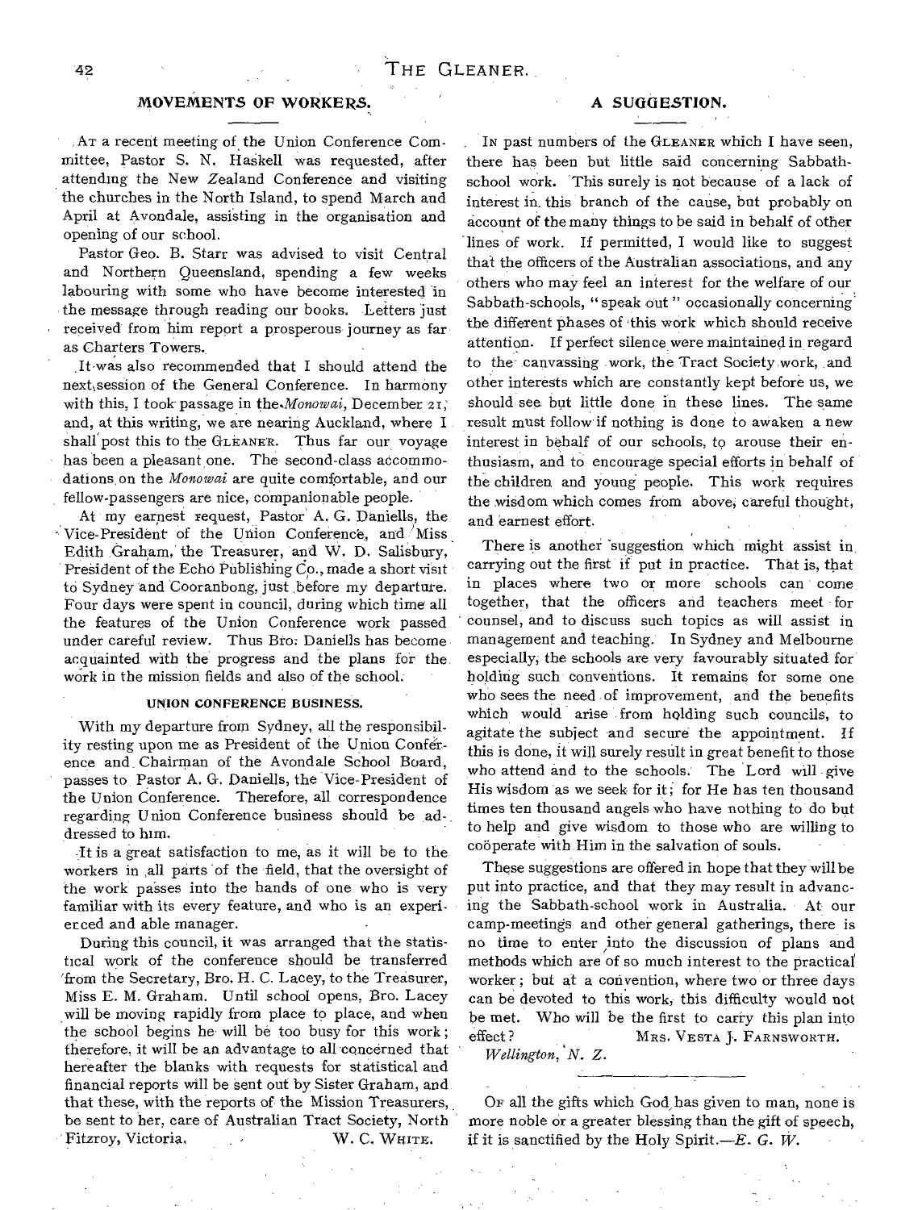## MOVEMENTS OF WORKERS.

At a recent meeting of the Union Conference Committee, Pastor S. N. Haskell was requested, after attending the New Zealand Conference and visiting the churches in the North Island, to spend March and April at Avondale, assisting in the organisation and opening of our school.

Pastor Geo. B. Starr was advised to visit Central and Northern Queensland, spending a few weeks labouring with some who have become interested in the message through reading our books. Letters just received from him report a prosperous journey as far as Charters Towers.

It was also recommended that I should attend the next session of the General Conference. In harmony with this, I took passage in the *Monowai*, December 21, and, at this writing, we are nearing Auckland, where I shall post this to the GLEANER. Thus far our voyage has been a pleasant one. The second-class accommodations on the *Monowai* are quite comfortable, and our fellow-passengers are nice, companionable people.

At my earnest request, Pastor A. G. Daniells, the Vice-President of the Union Conference, and Miss Edith Graham, the Treasurer, and W. D. Salisbury, President of the Echo Publishing Co., made a short visit to Sydney and Cooranbong, just before my departure. Four days were spent in council, during which time all the features of the Union Conference work passed under careful review. Thus Bro. Daniells has become acquainted with the progress and the plans for the work in the mission fields and also of the school.

### UNION CONFERENCE BUSINESS.

With my departure from Sydney, all the responsibility resting upon me as President of the Union Conference and Chairman of the Avondale School Board, passes to Pastor A. G. Daniells, the Vice-President of the Union Conference. Therefore, all correspondence regarding Union Conference business should be addressed to him.

It is a great satisfaction to me, as it will be to the workers in all parts of the field, that the oversight of the work passes into the hands of one who is very familiar with its every feature, and who is an experienced and able manager.

During this council, it was arranged that the statistical work of the conference should be transferred from the Secretary, Bro. H. C. Lacey, to the Treasurer, Miss E. M. Graham. Until school opens, Bro. Lacey will be moving rapidly from place to place, and when the school begins he will be too busy for this work; therefore, it will be an advantage to all concerned that hereafter the blanks with requests for statistical and financial reports will be sent out by Sister Graham, and that these, with the reports of the Mission Treasurers, be sent to her, care of Australian Tract Society, North Fitzroy, Victoria.

W. C. WHITE.

## A SUGGESTION.

In past numbers of the GLEANER which I have seen, there has been but little said concerning Sabbath-school work. This surely is not because of a lack of interest in this branch of the cause, but probably on account of the many things to be said in behalf of other lines of work. If permitted, I would like to suggest that the officers of the Australian associations, and any others who may feel an interest for the welfare of our Sabbath-schools, "speak out" occasionally concerning the different phases of this work which should receive attention. If perfect silence were maintained in regard to the canvassing work, the Tract Society work, and other interests which are constantly kept before us, we should see but little done in these lines. The same result must follow if nothing is done to awaken a new interest in behalf of our schools, to arouse their enthusiasm, and to encourage special efforts in behalf of the children and young people. This work requires the wisdom which comes from above, careful thought, and earnest effort.

There is another suggestion which might assist in carrying out the first if put in practice. That is, that in places where two or more schools can come together, that the officers and teachers meet for counsel, and to discuss such topics as will assist in management and teaching. In Sydney and Melbourne especially, the schools are very favourably situated for holding such conventions. It remains for some one who sees the need of improvement, and the benefits which would arise from holding such councils, to agitate the subject and secure the appointment. If this is done, it will surely result in great benefit to those who attend and to the schools. The Lord will give His wisdom as we seek for it; for He has ten thousand times ten thousand angels who have nothing to do but to help and give wisdom to those who are willing to coöperate with Him in the salvation of souls.

These suggestions are offered in hope that they will be put into practice, and that they may result in advancing the Sabbath-school work in Australia. At our camp-meetings and other general gatherings, there is no time to enter into the discussion of plans and methods which are of so much interest to the practical worker; but at a convention, where two or three days can be devoted to this work, this difficulty would not be met. Who will be the first to carry this plan into effect?

MRS. VESTA J. FARNSWORTH.

*Wellington, N. Z.*

---

Of all the gifts which God has given to man, none is more noble or a greater blessing than the gift of speech, if it is sanctified by the Holy Spirit.—*E. G. W.*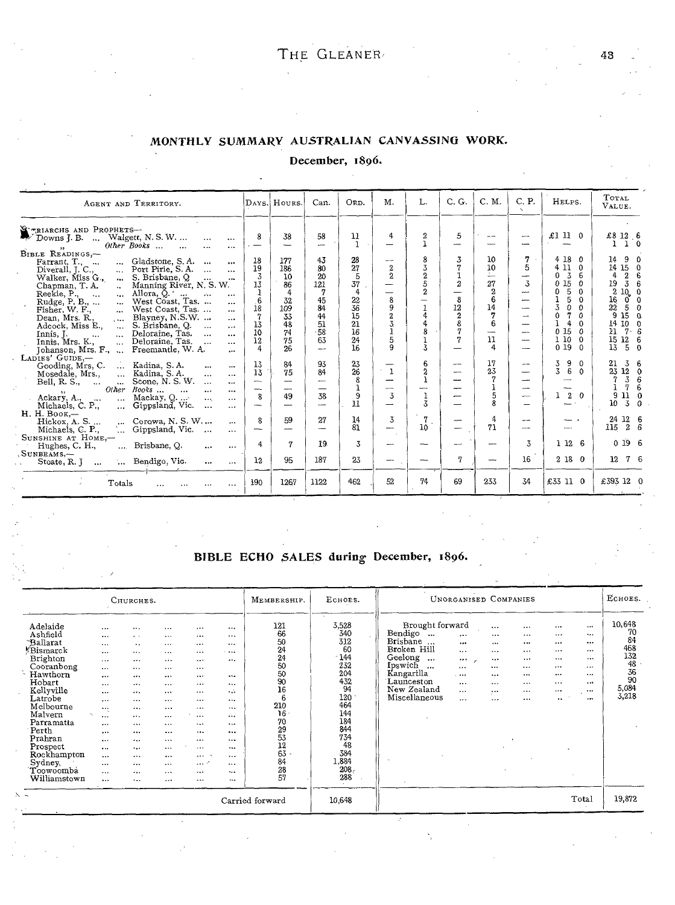## MONTHLY SUMMARY AUSTRALIAN CANVASSING WORK.

### December, 1896.

| Agent and Territory. | | Days. | Hours. | Can. | Ord. | M. | L. | C. G. | C. M. | C. P. | Helps. | Total Value. |
|---|---|---|---|---|---|---|---|---|---|---|---|---|
| **Patriarchs and Prophets—** | | | | | | | | | | | | |
| Downs J. B. ... | Walgett, N. S. W. ... | 8 | 38 | 58 | 11 | 4 | 2 | 5 | — | — | £1 11 0 | £8 12 6 |
| " | Other Books ... | — | — | — | 1 | — | 1 | — | — | — | — | 1 1 0 |
| **Bible Readings,—** | | | | | | | | | | | | |
| Farrant, T., ... | Gladstone, S. A. | 18 | 177 | 43 | 28 | — | 8 | 3 | 10 | 7 | 4 18 0 | 14 9 0 |
| Diverall, J. C., ... | Port Pirie, S. A. | 19 | 186 | 80 | 27 | 2 | 3 | 7 | 10 | 5 | 4 11 0 | 14 15 0 |
| Walker, Miss G., ... | S. Brisbane, Q | 3 | 10 | 20 | 5 | 2 | 2 | 1 | — | — | 0 3 6 | 4 2 6 |
| Chapman, T. A. .. | Manning River, N. S. W. | 13 | 86 | 121 | 37 | — | 5 | 2 | 27 | 3 | 0 15 0 | 19 3 6 |
| Reekie, P., ... | Allora, Q. | 1 | 4 | 7 | 4 | — | 2 | — | 2 | — | 0 5 0 | 2 10 0 |
| Rudge, P. B., ... | West Coast, Tas. | 6 | 32 | 45 | 22 | 8 | — | 8 | 6 | — | 1 5 0 | 16 0 0 |
| Fisher. W. F., | West Coast, Tas. | 18 | 109 | 84 | 36 | 9 | 1 | 12 | 14 | — | 3 0 0 | 22 5 0 |
| Dean, Mrs. R., | Blayney, N.S.W. | 7 | 33 | 44 | 15 | 2 | 4 | 2 | 7 | — | 0 7 0 | 9 15 0 |
| Adcock, Miss E., | S. Brisbane, Q. | 13 | 48 | 51 | 21 | 3 | 4 | 8 | 6 | — | 1 4 0 | 14 10 0 |
| Innis, J. ... | Deloraine, Tas. | 10 | 74 | 58 | 16 | 1 | 8 | 7 | — | — | 0 15 0 | 11 7 6 |
| Innis, Mrs. K., | Deloraine, Tas. | 12 | 75 | 63 | 24 | 5 | 1 | 7 | 11 | — | 1 10 0 | 15 12 6 |
| Johanson, Mrs. F., ... | Freemantle, W. A. | 4 | 26 | — | 16 | 9 | 3 | — | 4 | — | 0 19 0 | 13 5 0 |
| **Ladies' Guide,—** | | | | | | | | | | | | |
| Gooding, Mrs, C. | Kadina, S. A. | 13 | 84 | 93 | 23 | — | 6 | — | 17 | — | 3 9 0 | 21 3 6 |
| Mosedale, Mrs., | Kadina, S. A. | 13 | 75 | 84 | 26 | 1 | 2 | — | 23 | — | 3 6 0 | 23 12 0 |
| Bell, R. S., ... | Scone, N. S. W. | — | — | — | 8 | — | 1 | — | 7 | — | — | 7 3 6 |
| " | Other Books ... | — | — | — | 1 | — | — | — | 1 | — | — | 1 7 6 |
| Ackary, A., ... | Mackay, Q. ... | 8 | 49 | 38 | 9 | 3 | 1 | — | 5 | — | 1 2 0 | 9 11 0 |
| Michaels, C. P., | Gippsland, Vic. | — | — | — | 11 | — | 3 | — | 8 | — | — | 10 3 0 |
| **H. H. Book,—** | | | | | | | | | | | | |
| Hickox, A. S. ... | Corowa, N. S. W. ... | 8 | 59 | 27 | 14 | 3 | 7 | — | 4 | — | — | 24 12 6 |
| Michaels, C. P., | Gippsland, Vic. | — | — | — | 81 | — | 10 | — | 71 | — | — | 115 2 6 |
| **Sunshine at Home,—** | | | | | | | | | | | | |
| Hughes, C. H., | Brisbane, Q. | 4 | 7 | 19 | 3 | — | — | — | — | 3 | 1 12 6 | 0 19 6 |
| **Sunbeams,—** | | | | | | | | | | | | |
| Stoate, R. J ... | Bendigo, Vic. | 12 | 95 | 187 | 23 | — | — | 7 | — | 16 | 2 18 0 | 12 7 6 |
| Totals ... | | 190 | 1267 | 1122 | 462 | 52 | 74 | 69 | 233 | 34 | £33 11 0 | £393 12 0 |

## BIBLE ECHO SALES during December, 1896.

| Churches. | Membership. | Echoes. | Unorganised Companies | Echoes. |
|---|---|---|---|---|
| Adelaide | 121 | 3,528 | Brought forward | 10,648 |
| Ashfield | 66 | 340 | Bendigo | 70 |
| Ballarat | 50 | 312 | Brisbane | 84 |
| Bismarck | 24 | 60 | Broken Hill | 468 |
| Brighton | 24 | 144 | Geelong | 132 |
| Cooranbong | 50 | 232 | Ipswich | 48 |
| Hawthorn | 50 | 204 | Kangarilla | 36 |
| Hobart | 90 | 432 | Launceston | 90 |
| Kellyville | 16 | 94 | New Zealand | 5,084 |
| Latrobe | 6 | 120 | Miscellaneous | 3,218 |
| Melbourne | 210 | 464 | | |
| Malvern | 16 | 144 | | |
| Parramatta | 70 | 184 | | |
| Perth | 29 | 844 | | |
| Prahran | 53 | 734 | | |
| Prospect | 12 | 48 | | |
| Rockhampton | 63 | 384 | | |
| Sydney | 84 | 1,884 | | |
| Toowoomba | 28 | 208 | | |
| Williamstown | 57 | 288 | | |
| Carried forward | | 10,648 | Total | 19,872 |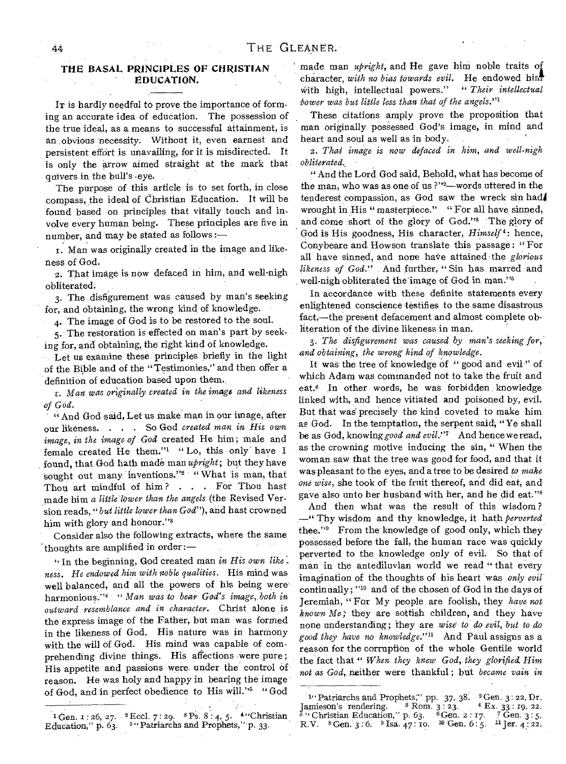## THE BASAL PRINCIPLES OF CHRISTIAN EDUCATION.

It is hardly needful to prove the importance of forming an accurate idea of education. The possession of the true ideal, as a means to successful attainment, is an obvious necessity. Without it, even earnest and persistent effort is unavailing, for it is misdirected. It is only the arrow aimed straight at the mark that quivers in the bull's-eye.

The purpose of this article is to set forth, in close compass, the ideal of Christian Education. It will be found based on principles that vitally touch and involve every human being. These principles are five in number, and may be stated as follows:—

1. Man was originally created in the image and likeness of God.
2. That image is now defaced in him, and well-nigh obliterated.
3. The disfigurement was caused by man's seeking for, and obtaining, the wrong kind of knowledge.
4. The image of God is to be restored to the soul.
5. The restoration is effected on man's part by seeking for, and obtaining, the right kind of knowledge.

Let us examine these principles briefly in the light of the Bible and of the "Testimonies," and then offer a definition of education based upon them.

1. *Man was originally created in the image and likeness of God.*

"And God said, Let us make man in our image, after our likeness. . . . So God *created man in His own image, in the image of God* created He him; male and female created He them."[1] "Lo, this only have I found, that God hath made man *upright*; but they have sought out many inventions."[2] "What is man, that Thou art mindful of him? . . . For Thou hast made him *a little lower than the angels* (the Revised Version reads, "*but little lower than God*"), and hast crowned him with glory and honour."[3]

Consider also the following extracts, where the same thoughts are amplified in order:—

"In the beginning, God created man *in His own likeness. He endowed him with noble qualities.* His mind was well balanced, and all the powers of his being were harmonious."[4] "*Man was to bear God's image, both in outward resemblance and in character.* Christ alone is the express image of the Father, but man was formed in the likeness of God. His nature was in harmony with the will of God. His mind was capable of comprehending divine things. His affections were pure; His appetite and passions were under the control of reason. He was holy and happy in bearing the image of God, and in perfect obedience to His will."[5] "God made man *upright*, and He gave him noble traits of character, *with no bias towards evil.* He endowed him with high, intellectual powers." "*Their intellectual power was but little less than that of the angels.*"[1]

These citations amply prove the proposition that man originally possessed God's image, in mind and heart and soul as well as in body.

2. *That image is now defaced in him, and well-nigh obliterated.*

"And the Lord God said, Behold, what has become of the man, who was as one of us?"[2]—words uttered in the tenderest compassion, as God saw the wreck sin had wrought in His "masterpiece." "For all have sinned, and come short of the glory of God."[3] The glory of God is His goodness, His character, *Himself*[4]: hence, Conybeare and Howson translate this passage: "For all have sinned, and none have attained the *glorious likeness of God.*" And further, "Sin has marred and well-nigh obliterated the image of God in man."[5]

In accordance with these definite statements every enlightened conscience testifies to the same disastrous fact,—the present defacement and almost complete obliteration of the divine likeness in man.

3. *The disfigurement was caused by man's seeking for, and obtaining, the wrong kind of knowledge.*

It was the tree of knowledge of "good and evil" of which Adam was commanded not to take the fruit and eat.[6] In other words, he was forbidden knowledge linked with, and hence vitiated and poisoned by, evil. But that was precisely the kind coveted to make him as God. In the temptation, the serpent said, "Ye shall be as God, knowing *good and evil.*"[7] And hence we read, as the crowning motive inducing the sin, "When the woman saw that the tree was good for food, and that it was pleasant to the eyes, and a tree to be desired *to make one wise*, she took of the fruit thereof, and did eat, and gave also unto her husband with her, and he did eat."[8]

And then what was the result of this wisdom?—"Thy wisdom and thy knowledge, it hath *perverted* thee."[9] From the knowledge of good only, which they possessed before the fall, the human race was quickly perverted to the knowledge only of evil. So that of man in the antediluvian world we read "that every imagination of the thoughts of his heart was *only evil* continually;"[10] and of the chosen of God in the days of Jeremiah, "For My people are foolish, they *have not known Me*; they are sottish children, and they have none understanding; they are *wise to do evil, but to do good they have no knowledge.*"[11] And Paul assigns as a reason for the corruption of the whole Gentile world the fact that "*When they knew God, they glorified Him not as God*, neither were thankful; but *became vain in*

---

[1] Gen. 1: 26, 27. [2] Eccl. 7: 29. [3] Ps. 8: 4, 5. [4] "Christian Education," p. 63. [5] "Patriarchs and Prophets," p. 33.

[1] "Patriarchs and Prophets," pp. 37, 38. [2] Gen. 3: 22, Dr. Jamieson's rendering. [3] Rom. 3: 23. [4] Ex. 33: 19, 22. [5] "Christian Education," p. 63. [6] Gen. 2: 17. [7] Gen. 3: 5, R.V. [8] Gen. 3: 6. [9] Isa. 47: 10. [10] Gen. 6: 5. [11] Jer. 4: 22.